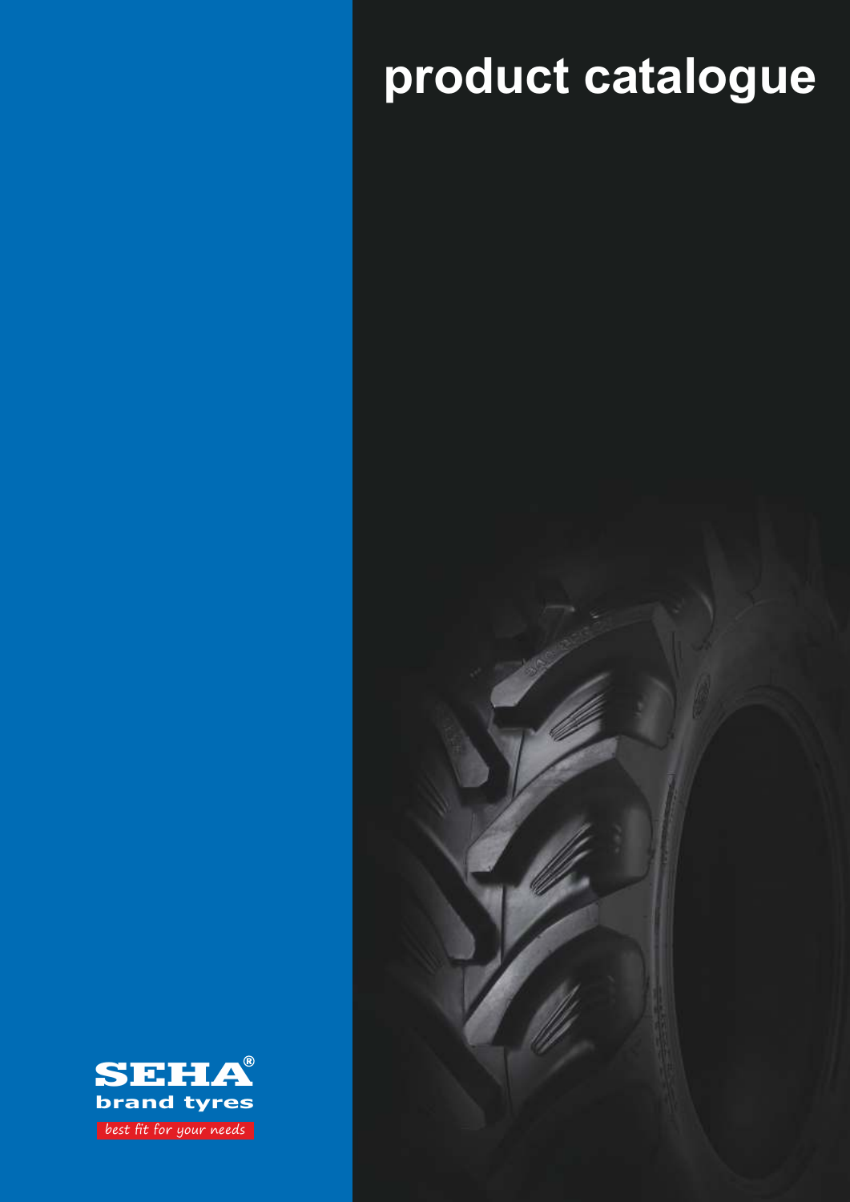# product catalogue

SEHA®

brand tyres

best fit for your needs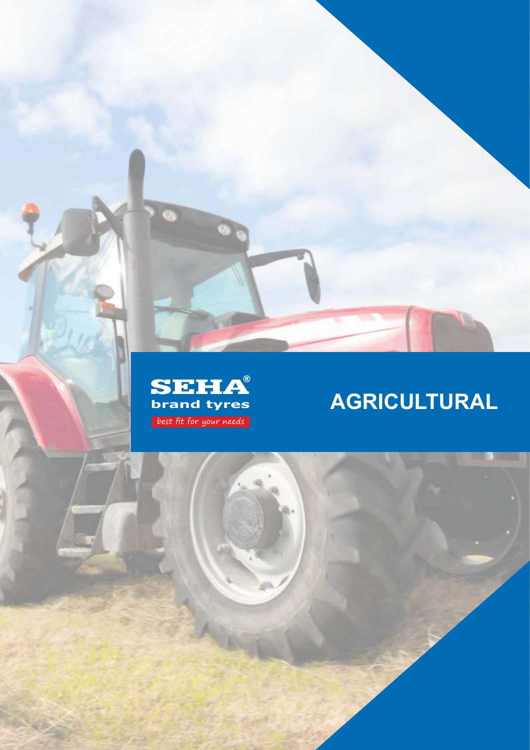**SEHA®**
**brand tyres**
*best fit for your needs*

# AGRICULTURAL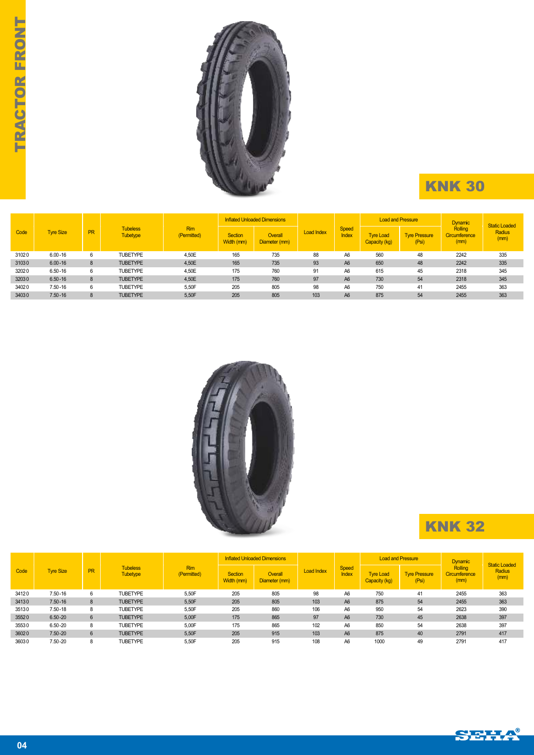# TRACTOR FRONT

## KNK 30

| Code | Tyre Size | PR | Tubeless Tubetype | Rim (Permitted) | Inflated Unloaded Dimensions | | Load Index | Speed Index | Load and Pressure | | Dynamic Rolling Circumference (mm) | Static Loaded Radius (mm) |
|---|---|---|---|---|---|---|---|---|---|---|---|---|
| | | | | | Section Width (mm) | Overall Diameter (mm) | | | Tyre Load Capacity (kg) | Tyre Pressure (Psi) | | |
| 31020 | 6.00-16 | 6 | TUBETYPE | 4,50E | 165 | 735 | 88 | A6 | 560 | 48 | 2242 | 335 |
| 31030 | 6.00-16 | 8 | TUBETYPE | 4,50E | 165 | 735 | 93 | A6 | 650 | 48 | 2242 | 335 |
| 32020 | 6.50-16 | 6 | TUBETYPE | 4,50E | 175 | 760 | 91 | A6 | 615 | 45 | 2318 | 345 |
| 32030 | 6.50-16 | 8 | TUBETYPE | 4,50E | 175 | 760 | 97 | A6 | 730 | 54 | 2318 | 345 |
| 34020 | 7.50-16 | 6 | TUBETYPE | 5,50F | 205 | 805 | 98 | A6 | 750 | 41 | 2455 | 363 |
| 34030 | 7.50-16 | 8 | TUBETYPE | 5,50F | 205 | 805 | 103 | A6 | 875 | 54 | 2455 | 363 |

## KNK 32

| Code | Tyre Size | PR | Tubeless Tubetype | Rim (Permitted) | Inflated Unloaded Dimensions | | Load Index | Speed Index | Load and Pressure | | Dynamic Rolling Circumference (mm) | Static Loaded Radius (mm) |
|---|---|---|---|---|---|---|---|---|---|---|---|---|
| | | | | | Section Width (mm) | Overall Diameter (mm) | | | Tyre Load Capacity (kg) | Tyre Pressure (Psi) | | |
| 34120 | 7.50-16 | 6 | TUBETYPE | 5,50F | 205 | 805 | 98 | A6 | 750 | 41 | 2455 | 363 |
| 34130 | 7.50-16 | 8 | TUBETYPE | 5,50F | 205 | 805 | 103 | A6 | 875 | 54 | 2455 | 363 |
| 35130 | 7.50-18 | 8 | TUBETYPE | 5,50F | 205 | 860 | 106 | A6 | 950 | 54 | 2623 | 390 |
| 35520 | 6.50-20 | 6 | TUBETYPE | 5,00F | 175 | 865 | 97 | A6 | 730 | 45 | 2638 | 397 |
| 35530 | 6.50-20 | 8 | TUBETYPE | 5,00F | 175 | 865 | 102 | A6 | 850 | 54 | 2638 | 397 |
| 36020 | 7.50-20 | 6 | TUBETYPE | 5,50F | 205 | 915 | 103 | A6 | 875 | 40 | 2791 | 417 |
| 36030 | 7.50-20 | 8 | TUBETYPE | 5,50F | 205 | 915 | 108 | A6 | 1000 | 49 | 2791 | 417 |

SEHA®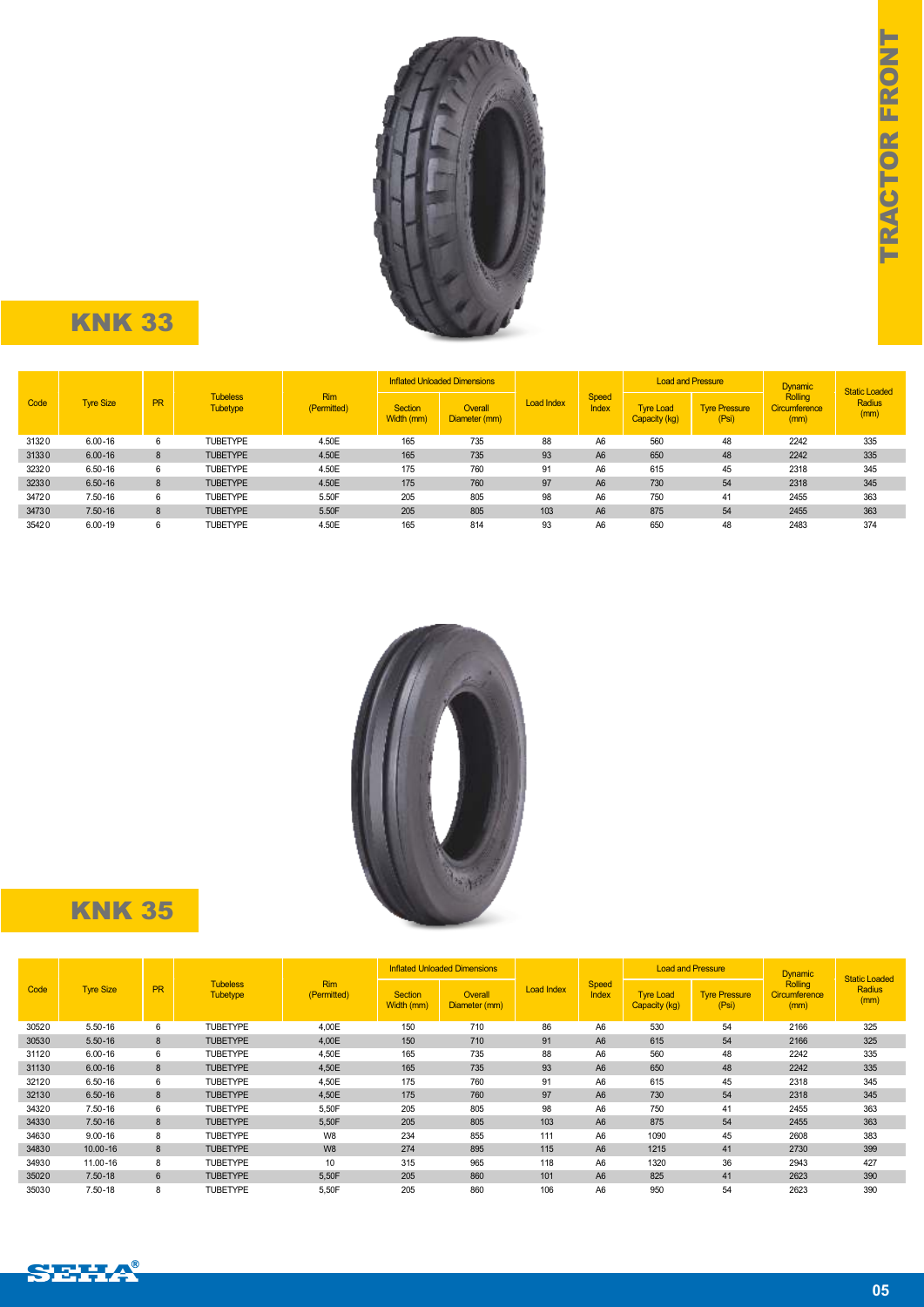# TRACTOR FRONT

## KNK 33

| Code | Tyre Size | PR | Tubeless Tubetype | Rim (Permitted) | Inflated Unloaded Dimensions | | Load Index | Speed Index | Load and Pressure | | Dynamic Rolling Circumference (mm) | Static Loaded Radius (mm) |
|---|---|---|---|---|---|---|---|---|---|---|---|---|
| | | | | | Section Width (mm) | Overall Diameter (mm) | | | Tyre Load Capacity (kg) | Tyre Pressure (Psi) | | |
| 31320 | 6.00-16 | 6 | TUBETYPE | 4.50E | 165 | 735 | 88 | A6 | 560 | 48 | 2242 | 335 |
| 31330 | 6.00-16 | 8 | TUBETYPE | 4.50E | 165 | 735 | 93 | A6 | 650 | 48 | 2242 | 335 |
| 32320 | 6.50-16 | 6 | TUBETYPE | 4.50E | 175 | 760 | 91 | A6 | 615 | 45 | 2318 | 345 |
| 32330 | 6.50-16 | 8 | TUBETYPE | 4.50E | 175 | 760 | 97 | A6 | 730 | 54 | 2318 | 345 |
| 34720 | 7.50-16 | 6 | TUBETYPE | 5.50F | 205 | 805 | 98 | A6 | 750 | 41 | 2455 | 363 |
| 34730 | 7.50-16 | 8 | TUBETYPE | 5.50F | 205 | 805 | 103 | A6 | 875 | 54 | 2455 | 363 |
| 35420 | 6.00-19 | 6 | TUBETYPE | 4.50E | 165 | 814 | 93 | A6 | 650 | 48 | 2483 | 374 |

## KNK 35

| Code | Tyre Size | PR | Tubeless Tubetype | Rim (Permitted) | Inflated Unloaded Dimensions | | Load Index | Speed Index | Load and Pressure | | Dynamic Rolling Circumference (mm) | Static Loaded Radius (mm) |
|---|---|---|---|---|---|---|---|---|---|---|---|---|
| | | | | | Section Width (mm) | Overall Diameter (mm) | | | Tyre Load Capacity (kg) | Tyre Pressure (Psi) | | |
| 30520 | 5.50-16 | 6 | TUBETYPE | 4,00E | 150 | 710 | 86 | A6 | 530 | 54 | 2166 | 325 |
| 30530 | 5.50-16 | 8 | TUBETYPE | 4,00E | 150 | 710 | 91 | A6 | 615 | 54 | 2166 | 325 |
| 31120 | 6.00-16 | 6 | TUBETYPE | 4,50E | 165 | 735 | 88 | A6 | 560 | 48 | 2242 | 335 |
| 31130 | 6.00-16 | 8 | TUBETYPE | 4,50E | 165 | 735 | 93 | A6 | 650 | 48 | 2242 | 335 |
| 32120 | 6.50-16 | 6 | TUBETYPE | 4,50E | 175 | 760 | 91 | A6 | 615 | 45 | 2318 | 345 |
| 32130 | 6.50-16 | 8 | TUBETYPE | 4,50E | 175 | 760 | 97 | A6 | 730 | 54 | 2318 | 345 |
| 34320 | 7.50-16 | 6 | TUBETYPE | 5,50F | 205 | 805 | 98 | A6 | 750 | 41 | 2455 | 363 |
| 34330 | 7.50-16 | 8 | TUBETYPE | 5,50F | 205 | 805 | 103 | A6 | 875 | 54 | 2455 | 363 |
| 34630 | 9.00-16 | 8 | TUBETYPE | W8 | 234 | 855 | 111 | A6 | 1090 | 45 | 2608 | 383 |
| 34830 | 10.00-16 | 8 | TUBETYPE | W8 | 274 | 895 | 115 | A6 | 1215 | 41 | 2730 | 399 |
| 34930 | 11.00-16 | 8 | TUBETYPE | 10 | 315 | 965 | 118 | A6 | 1320 | 36 | 2943 | 427 |
| 35020 | 7.50-18 | 6 | TUBETYPE | 5,50F | 205 | 860 | 101 | A6 | 825 | 41 | 2623 | 390 |
| 35030 | 7.50-18 | 8 | TUBETYPE | 5,50F | 205 | 860 | 106 | A6 | 950 | 54 | 2623 | 390 |

SEHA®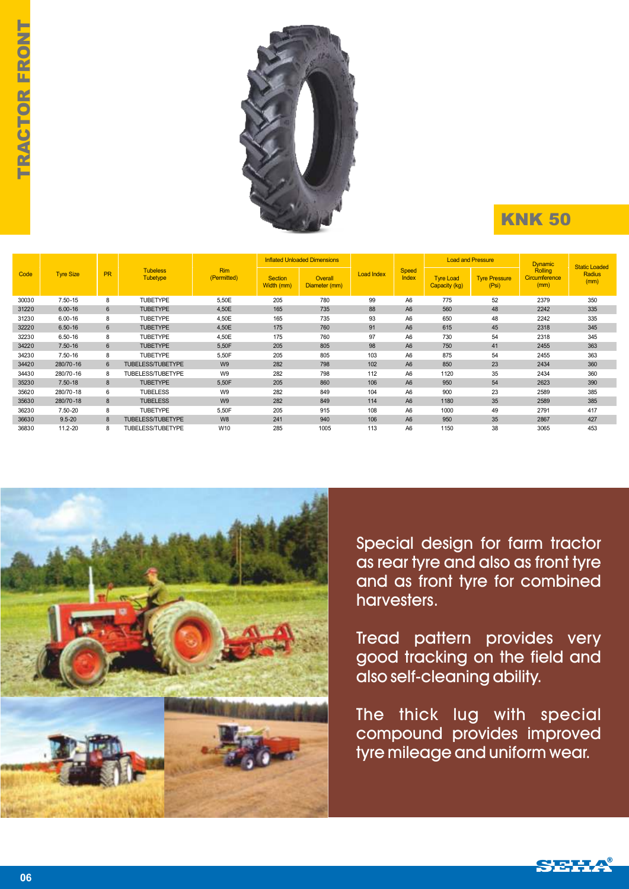# TRACTOR FRONT

## KNK 50

| Code | Tyre Size | PR | Tubeless Tubetype | Rim (Permitted) | Inflated Unloaded Dimensions | | Load Index | Speed Index | Load and Pressure | | Dynamic Rolling Circumference (mm) | Static Loaded Radius (mm) |
|---|---|---|---|---|---|---|---|---|---|---|---|---|
| | | | | | Section Width (mm) | Overall Diameter (mm) | | | Tyre Load Capacity (kg) | Tyre Pressure (Psi) | | |
| 30030 | 7.50-15 | 8 | TUBETYPE | 5,50E | 205 | 780 | 99 | A6 | 775 | 52 | 2379 | 350 |
| 31220 | 6.00-16 | 6 | TUBETYPE | 4,50E | 165 | 735 | 88 | A6 | 560 | 48 | 2242 | 335 |
| 31230 | 6.00-16 | 8 | TUBETYPE | 4,50E | 165 | 735 | 93 | A6 | 650 | 48 | 2242 | 335 |
| 32220 | 6.50-16 | 6 | TUBETYPE | 4,50E | 175 | 760 | 91 | A6 | 615 | 45 | 2318 | 345 |
| 32230 | 6.50-16 | 8 | TUBETYPE | 4,50E | 175 | 760 | 97 | A6 | 730 | 54 | 2318 | 345 |
| 34220 | 7.50-16 | 6 | TUBETYPE | 5,50F | 205 | 805 | 98 | A6 | 750 | 41 | 2455 | 363 |
| 34230 | 7.50-16 | 8 | TUBETYPE | 5,50F | 205 | 805 | 103 | A6 | 875 | 54 | 2455 | 363 |
| 34420 | 280/70-16 | 6 | TUBELESS/TUBETYPE | W9 | 282 | 798 | 102 | A6 | 850 | 23 | 2434 | 360 |
| 34430 | 280/70-16 | 8 | TUBELESS/TUBETYPE | W9 | 282 | 798 | 112 | A6 | 1120 | 35 | 2434 | 360 |
| 35230 | 7.50-18 | 8 | TUBETYPE | 5,50F | 205 | 860 | 106 | A6 | 950 | 54 | 2623 | 390 |
| 35620 | 280/70-18 | 6 | TUBELESS | W9 | 282 | 849 | 104 | A6 | 900 | 23 | 2589 | 385 |
| 35630 | 280/70-18 | 8 | TUBELESS | W9 | 282 | 849 | 114 | A6 | 1180 | 35 | 2589 | 385 |
| 36230 | 7.50-20 | 8 | TUBETYPE | 5,50F | 205 | 915 | 108 | A6 | 1000 | 49 | 2791 | 417 |
| 36630 | 9.5-20 | 8 | TUBELESS/TUBETYPE | W8 | 241 | 940 | 106 | A6 | 950 | 35 | 2867 | 427 |
| 36830 | 11.2-20 | 8 | TUBELESS/TUBETYPE | W10 | 285 | 1005 | 113 | A6 | 1150 | 38 | 3065 | 453 |

Special design for farm tractor as rear tyre and also as front tyre and as front tyre for combined harvesters.

Tread pattern provides very good tracking on the field and also self-cleaning ability.

The thick lug with special compound provides improved tyre mileage and uniform wear.

SEHA®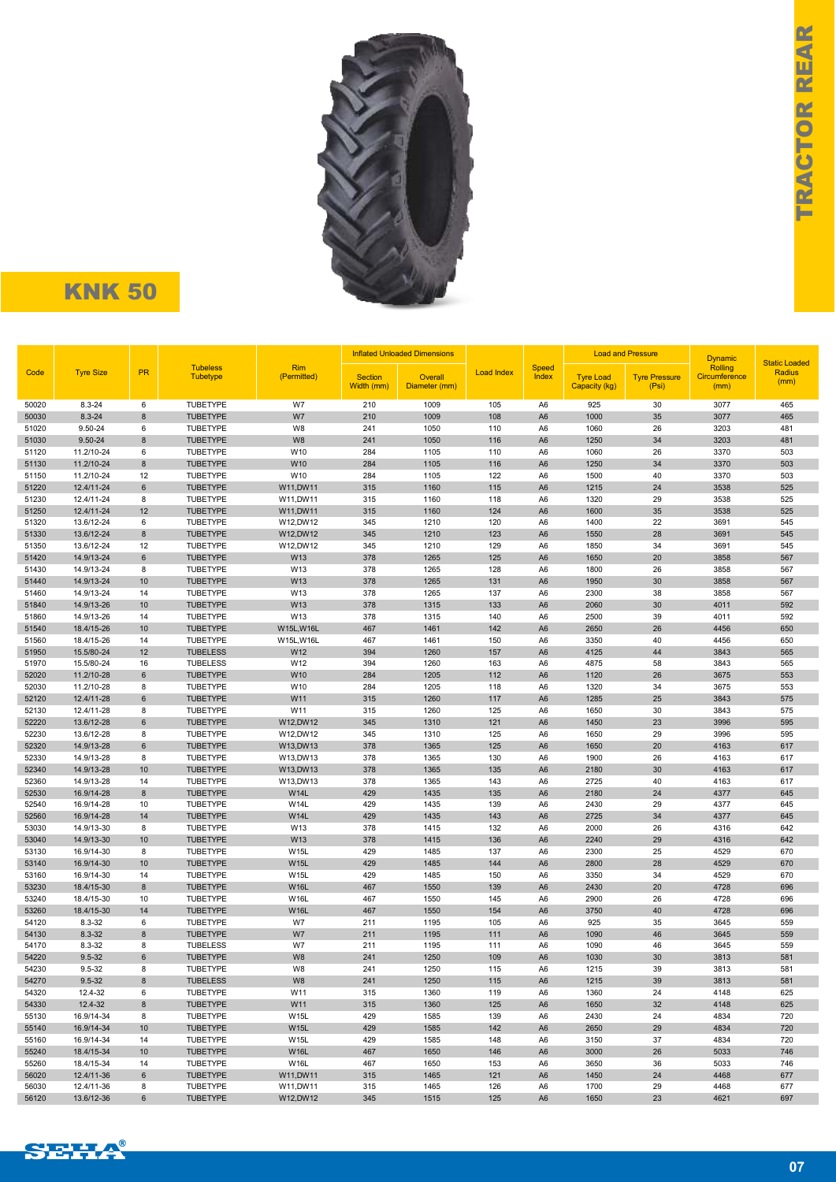# TRACTOR REAR

## KNK 50

| Code | Tyre Size | PR | Tubeless Tubetype | Rim (Permitted) | Inflated Unloaded Dimensions | | Load Index | Speed Index | Load and Pressure | | Dynamic Rolling Circumference (mm) | Static Loaded Radius (mm) |
|---|---|---|---|---|---|---|---|---|---|---|---|---|
| | | | | | Section Width (mm) | Overall Diameter (mm) | | | Tyre Load Capacity (kg) | Tyre Pressure (Psi) | | |
| 50020 | 8.3-24 | 6 | TUBETYPE | W7 | 210 | 1009 | 105 | A6 | 925 | 30 | 3077 | 465 |
| 50030 | 8.3-24 | 8 | TUBETYPE | W7 | 210 | 1009 | 108 | A6 | 1000 | 35 | 3077 | 465 |
| 51020 | 9.50-24 | 6 | TUBETYPE | W8 | 241 | 1050 | 110 | A6 | 1060 | 26 | 3203 | 481 |
| 51030 | 9.50-24 | 8 | TUBETYPE | W8 | 241 | 1050 | 116 | A6 | 1250 | 34 | 3203 | 481 |
| 51120 | 11.2/10-24 | 6 | TUBETYPE | W10 | 284 | 1105 | 110 | A6 | 1060 | 26 | 3370 | 503 |
| 51130 | 11.2/10-24 | 8 | TUBETYPE | W10 | 284 | 1105 | 116 | A6 | 1250 | 34 | 3370 | 503 |
| 51150 | 11.2/10-24 | 12 | TUBETYPE | W10 | 284 | 1105 | 122 | A6 | 1500 | 40 | 3370 | 503 |
| 51220 | 12.4/11-24 | 6 | TUBETYPE | W11,DW11 | 315 | 1160 | 115 | A6 | 1215 | 24 | 3538 | 525 |
| 51230 | 12.4/11-24 | 8 | TUBETYPE | W11,DW11 | 315 | 1160 | 118 | A6 | 1320 | 29 | 3538 | 525 |
| 51250 | 12.4/11-24 | 12 | TUBETYPE | W11,DW11 | 315 | 1160 | 124 | A6 | 1600 | 35 | 3538 | 525 |
| 51320 | 13.6/12-24 | 6 | TUBETYPE | W12,DW12 | 345 | 1210 | 120 | A6 | 1400 | 22 | 3691 | 545 |
| 51330 | 13.6/12-24 | 8 | TUBETYPE | W12,DW12 | 345 | 1210 | 123 | A6 | 1550 | 28 | 3691 | 545 |
| 51350 | 13.6/12-24 | 12 | TUBETYPE | W12,DW12 | 345 | 1210 | 129 | A6 | 1850 | 34 | 3691 | 545 |
| 51420 | 14.9/13-24 | 6 | TUBETYPE | W13 | 378 | 1265 | 125 | A6 | 1650 | 20 | 3858 | 567 |
| 51430 | 14.9/13-24 | 8 | TUBETYPE | W13 | 378 | 1265 | 128 | A6 | 1800 | 26 | 3858 | 567 |
| 51440 | 14.9/13-24 | 10 | TUBETYPE | W13 | 378 | 1265 | 131 | A6 | 1950 | 30 | 3858 | 567 |
| 51460 | 14.9/13-24 | 14 | TUBETYPE | W13 | 378 | 1265 | 137 | A6 | 2300 | 38 | 3858 | 567 |
| 51840 | 14.9/13-26 | 10 | TUBETYPE | W13 | 378 | 1315 | 133 | A6 | 2060 | 30 | 4011 | 592 |
| 51860 | 14.9/13-26 | 14 | TUBETYPE | W13 | 378 | 1315 | 140 | A6 | 2500 | 39 | 4011 | 592 |
| 51540 | 18.4/15-26 | 10 | TUBETYPE | W15L,W16L | 467 | 1461 | 142 | A6 | 2650 | 26 | 4456 | 650 |
| 51560 | 18.4/15-26 | 14 | TUBETYPE | W15L,W16L | 467 | 1461 | 150 | A6 | 3350 | 40 | 4456 | 650 |
| 51950 | 15.5/80-24 | 12 | TUBELESS | W12 | 394 | 1260 | 157 | A6 | 4125 | 44 | 3843 | 565 |
| 51970 | 15.5/80-24 | 16 | TUBELESS | W12 | 394 | 1260 | 163 | A6 | 4875 | 58 | 3843 | 565 |
| 52020 | 11.2/10-28 | 6 | TUBETYPE | W10 | 284 | 1205 | 112 | A6 | 1120 | 26 | 3675 | 553 |
| 52030 | 11.2/10-28 | 8 | TUBETYPE | W10 | 284 | 1205 | 118 | A6 | 1320 | 34 | 3675 | 553 |
| 52120 | 12.4/11-28 | 6 | TUBETYPE | W11 | 315 | 1260 | 117 | A6 | 1285 | 25 | 3843 | 575 |
| 52130 | 12.4/11-28 | 8 | TUBETYPE | W11 | 315 | 1260 | 125 | A6 | 1650 | 30 | 3843 | 575 |
| 52220 | 13.6/12-28 | 6 | TUBETYPE | W12,DW12 | 345 | 1310 | 121 | A6 | 1450 | 23 | 3996 | 595 |
| 52230 | 13.6/12-28 | 8 | TUBETYPE | W12,DW12 | 345 | 1310 | 125 | A6 | 1650 | 29 | 3996 | 595 |
| 52320 | 14.9/13-28 | 6 | TUBETYPE | W13,DW13 | 378 | 1365 | 125 | A6 | 1650 | 20 | 4163 | 617 |
| 52330 | 14.9/13-28 | 8 | TUBETYPE | W13,DW13 | 378 | 1365 | 130 | A6 | 1900 | 26 | 4163 | 617 |
| 52340 | 14.9/13-28 | 10 | TUBETYPE | W13,DW13 | 378 | 1365 | 135 | A6 | 2180 | 30 | 4163 | 617 |
| 52360 | 14.9/13-28 | 14 | TUBETYPE | W13,DW13 | 378 | 1365 | 143 | A6 | 2725 | 40 | 4163 | 617 |
| 52530 | 16.9/14-28 | 8 | TUBETYPE | W14L | 429 | 1435 | 135 | A6 | 2180 | 24 | 4377 | 645 |
| 52540 | 16.9/14-28 | 10 | TUBETYPE | W14L | 429 | 1435 | 139 | A6 | 2430 | 29 | 4377 | 645 |
| 52560 | 16.9/14-28 | 14 | TUBETYPE | W14L | 429 | 1435 | 143 | A6 | 2725 | 34 | 4377 | 645 |
| 53030 | 14.9/13-30 | 8 | TUBETYPE | W13 | 378 | 1415 | 132 | A6 | 2000 | 26 | 4316 | 642 |
| 53040 | 14.9/13-30 | 10 | TUBETYPE | W13 | 378 | 1415 | 136 | A6 | 2240 | 29 | 4316 | 642 |
| 53130 | 16.9/14-30 | 8 | TUBETYPE | W15L | 429 | 1485 | 137 | A6 | 2300 | 25 | 4529 | 670 |
| 53140 | 16.9/14-30 | 10 | TUBETYPE | W15L | 429 | 1485 | 144 | A6 | 2800 | 28 | 4529 | 670 |
| 53160 | 16.9/14-30 | 14 | TUBETYPE | W15L | 429 | 1485 | 150 | A6 | 3350 | 34 | 4529 | 670 |
| 53230 | 18.4/15-30 | 8 | TUBETYPE | W16L | 467 | 1550 | 139 | A6 | 2430 | 20 | 4728 | 696 |
| 53240 | 18.4/15-30 | 10 | TUBETYPE | W16L | 467 | 1550 | 145 | A6 | 2900 | 26 | 4728 | 696 |
| 53260 | 18.4/15-30 | 14 | TUBETYPE | W16L | 467 | 1550 | 154 | A6 | 3750 | 40 | 4728 | 696 |
| 54120 | 8.3-32 | 6 | TUBETYPE | W7 | 211 | 1195 | 105 | A6 | 925 | 35 | 3645 | 559 |
| 54130 | 8.3-32 | 8 | TUBETYPE | W7 | 211 | 1195 | 111 | A6 | 1090 | 46 | 3645 | 559 |
| 54170 | 8.3-32 | 8 | TUBELESS | W7 | 211 | 1195 | 111 | A6 | 1090 | 46 | 3645 | 559 |
| 54220 | 9.5-32 | 6 | TUBETYPE | W8 | 241 | 1250 | 109 | A6 | 1030 | 30 | 3813 | 581 |
| 54230 | 9.5-32 | 8 | TUBETYPE | W8 | 241 | 1250 | 115 | A6 | 1215 | 39 | 3813 | 581 |
| 54270 | 9.5-32 | 8 | TUBELESS | W8 | 241 | 1250 | 115 | A6 | 1215 | 39 | 3813 | 581 |
| 54320 | 12.4-32 | 6 | TUBETYPE | W11 | 315 | 1360 | 119 | A6 | 1360 | 24 | 4148 | 625 |
| 54330 | 12.4-32 | 8 | TUBETYPE | W11 | 315 | 1360 | 125 | A6 | 1650 | 32 | 4148 | 625 |
| 55130 | 16.9/14-34 | 8 | TUBETYPE | W15L | 429 | 1585 | 139 | A6 | 2430 | 24 | 4834 | 720 |
| 55140 | 16.9/14-34 | 10 | TUBETYPE | W15L | 429 | 1585 | 142 | A6 | 2650 | 29 | 4834 | 720 |
| 55160 | 16.9/14-34 | 14 | TUBETYPE | W15L | 429 | 1585 | 148 | A6 | 3150 | 37 | 4834 | 720 |
| 55240 | 18.4/15-34 | 10 | TUBETYPE | W16L | 467 | 1650 | 146 | A6 | 3000 | 26 | 5033 | 746 |
| 55260 | 18.4/15-34 | 14 | TUBETYPE | W16L | 467 | 1650 | 153 | A6 | 3650 | 36 | 5033 | 746 |
| 56020 | 12.4/11-36 | 6 | TUBETYPE | W11,DW11 | 315 | 1465 | 121 | A6 | 1450 | 24 | 4468 | 677 |
| 56030 | 12.4/11-36 | 8 | TUBETYPE | W11,DW11 | 315 | 1465 | 126 | A6 | 1700 | 29 | 4468 | 677 |
| 56120 | 13.6/12-36 | 6 | TUBETYPE | W12,DW12 | 345 | 1515 | 125 | A6 | 1650 | 23 | 4621 | 697 |

SEHA®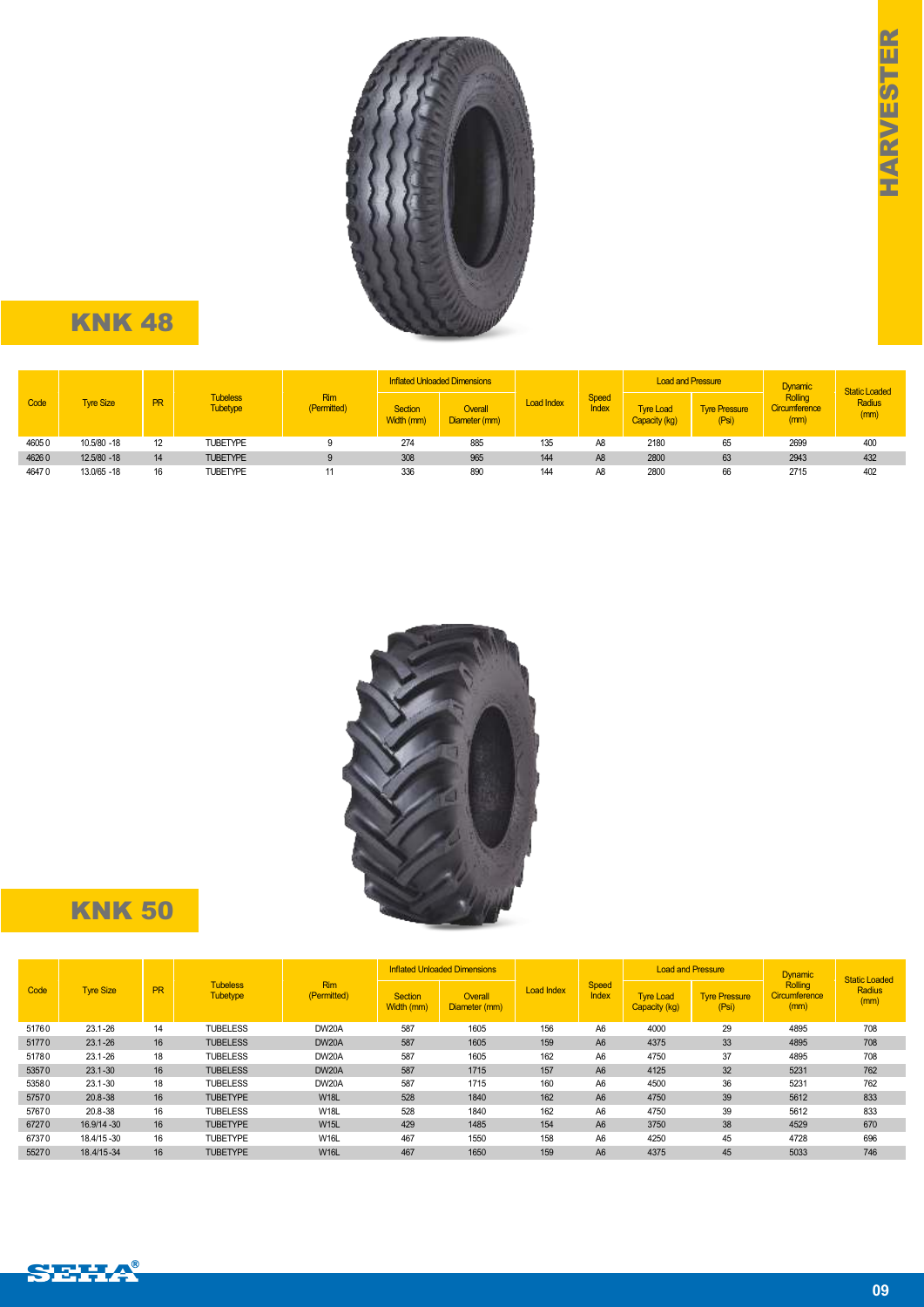# HARVESTER

## KNK 48

| Code | Tyre Size | PR | Tubeless Tubetype | Rim (Permitted) | Inflated Unloaded Dimensions | | Load Index | Speed Index | Load and Pressure | | Dynamic Rolling Circumference (mm) | Static Loaded Radius (mm) |
|---|---|---|---|---|---|---|---|---|---|---|---|---|
| | | | | | Section Width (mm) | Overall Diameter (mm) | | | Tyre Load Capacity (kg) | Tyre Pressure (Psi) | | |
| 4605 0 | 10.5/80 -18 | 12 | TUBETYPE | 9 | 274 | 885 | 135 | A8 | 2180 | 65 | 2699 | 400 |
| 4626 0 | 12.5/80 -18 | 14 | TUBETYPE | 9 | 308 | 965 | 144 | A8 | 2800 | 63 | 2943 | 432 |
| 4647 0 | 13.0/65 -18 | 16 | TUBETYPE | 11 | 336 | 890 | 144 | A8 | 2800 | 66 | 2715 | 402 |

## KNK 50

| Code | Tyre Size | PR | Tubeless Tubetype | Rim (Permitted) | Inflated Unloaded Dimensions | | Load Index | Speed Index | Load and Pressure | | Dynamic Rolling Circumference (mm) | Static Loaded Radius (mm) |
|---|---|---|---|---|---|---|---|---|---|---|---|---|
| | | | | | Section Width (mm) | Overall Diameter (mm) | | | Tyre Load Capacity (kg) | Tyre Pressure (Psi) | | |
| 5176 0 | 23.1-26 | 14 | TUBELESS | DW20A | 587 | 1605 | 156 | A6 | 4000 | 29 | 4895 | 708 |
| 5177 0 | 23.1-26 | 16 | TUBELESS | DW20A | 587 | 1605 | 159 | A6 | 4375 | 33 | 4895 | 708 |
| 5178 0 | 23.1-26 | 18 | TUBELESS | DW20A | 587 | 1605 | 162 | A6 | 4750 | 37 | 4895 | 708 |
| 5357 0 | 23.1-30 | 16 | TUBELESS | DW20A | 587 | 1715 | 157 | A6 | 4125 | 32 | 5231 | 762 |
| 5358 0 | 23.1-30 | 18 | TUBELESS | DW20A | 587 | 1715 | 160 | A6 | 4500 | 36 | 5231 | 762 |
| 5757 0 | 20.8-38 | 16 | TUBETYPE | W18L | 528 | 1840 | 162 | A6 | 4750 | 39 | 5612 | 833 |
| 5767 0 | 20.8-38 | 16 | TUBELESS | W18L | 528 | 1840 | 162 | A6 | 4750 | 39 | 5612 | 833 |
| 6727 0 | 16.9/14 -30 | 16 | TUBETYPE | W15L | 429 | 1485 | 154 | A6 | 3750 | 38 | 4529 | 670 |
| 6737 0 | 18.4/15 -30 | 16 | TUBETYPE | W16L | 467 | 1550 | 158 | A6 | 4250 | 45 | 4728 | 696 |
| 5527 0 | 18.4/15-34 | 16 | TUBETYPE | W16L | 467 | 1650 | 159 | A6 | 4375 | 45 | 5033 | 746 |

SEHA®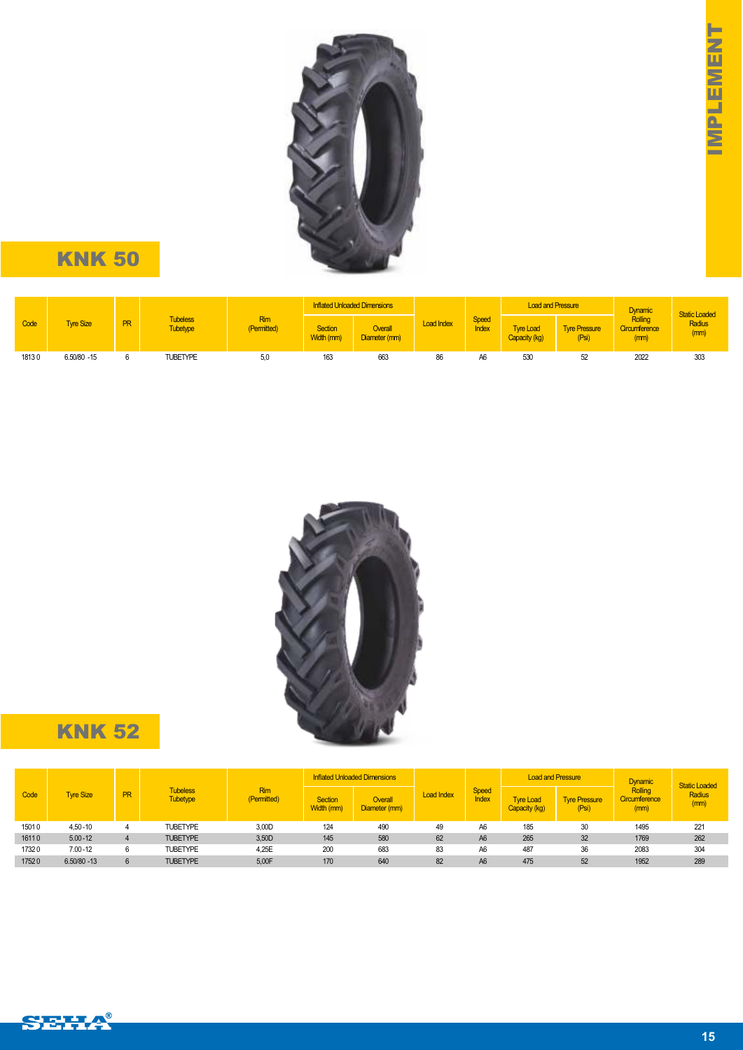IMPLEMENT

## KNK 50

| Code | Tyre Size | PR | Tubeless Tubetype | Rim (Permitted) | Inflated Unloaded Dimensions | | Load Index | Speed Index | Load and Pressure | | Dynamic Rolling Circumference (mm) | Static Loaded Radius (mm) |
|---|---|---|---|---|---|---|---|---|---|---|---|---|
| | | | | | Section Width (mm) | Overall Diameter (mm) | | | Tyre Load Capacity (kg) | Tyre Pressure (Psi) | | |
| 1813 0 | 6.50/80 -15 | 6 | TUBETYPE | 5,0 | 163 | 663 | 86 | A6 | 530 | 52 | 2022 | 303 |

## KNK 52

| Code | Tyre Size | PR | Tubeless Tubetype | Rim (Permitted) | Inflated Unloaded Dimensions | | Load Index | Speed Index | Load and Pressure | | Dynamic Rolling Circumference (mm) | Static Loaded Radius (mm) |
|---|---|---|---|---|---|---|---|---|---|---|---|---|
| | | | | | Section Width (mm) | Overall Diameter (mm) | | | Tyre Load Capacity (kg) | Tyre Pressure (Psi) | | |
| 1501 0 | 4,50 -10 | 4 | TUBETYPE | 3,00D | 124 | 490 | 49 | A6 | 185 | 30 | 1495 | 221 |
| 1611 0 | 5.00 -12 | 4 | TUBETYPE | 3,50D | 145 | 580 | 62 | A6 | 265 | 32 | 1769 | 262 |
| 1732 0 | 7.00 -12 | 6 | TUBETYPE | 4,25E | 200 | 683 | 83 | A6 | 487 | 36 | 2083 | 304 |
| 1752 0 | 6.50/80 -13 | 6 | TUBETYPE | 5,00F | 170 | 640 | 82 | A6 | 475 | 52 | 1952 | 289 |

SEHA®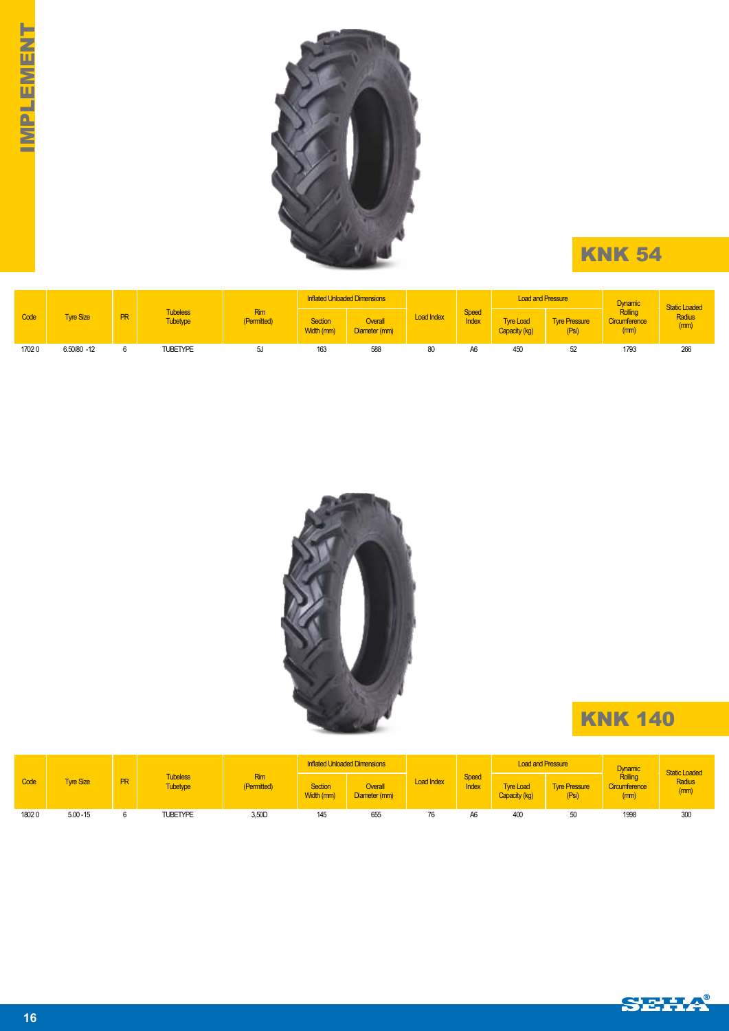IMPLEMENT

## KNK 54

| Code | Tyre Size | PR | Tubeless Tubetype | Rim (Permitted) | Inflated Unloaded Dimensions | | Load Index | Speed Index | Load and Pressure | | Dynamic Rolling Circumference (mm) | Static Loaded Radius (mm) |
|---|---|---|---|---|---|---|---|---|---|---|---|---|
| | | | | | Section Width (mm) | Overall Diameter (mm) | | | Tyre Load Capacity (kg) | Tyre Pressure (Psi) | | |
| 1702 0 | 6.50/80 -12 | 6 | TUBETYPE | 5J | 163 | 588 | 80 | A6 | 450 | 52 | 1793 | 266 |

## KNK 140

| Code | Tyre Size | PR | Tubeless Tubetype | Rim (Permitted) | Inflated Unloaded Dimensions | | Load Index | Speed Index | Load and Pressure | | Dynamic Rolling Circumference (mm) | Static Loaded Radius (mm) |
|---|---|---|---|---|---|---|---|---|---|---|---|---|
| | | | | | Section Width (mm) | Overall Diameter (mm) | | | Tyre Load Capacity (kg) | Tyre Pressure (Psi) | | |
| 1802 0 | 5.00 -15 | 6 | TUBETYPE | 3,50D | 145 | 655 | 76 | A6 | 400 | 50 | 1998 | 300 |

SEHA®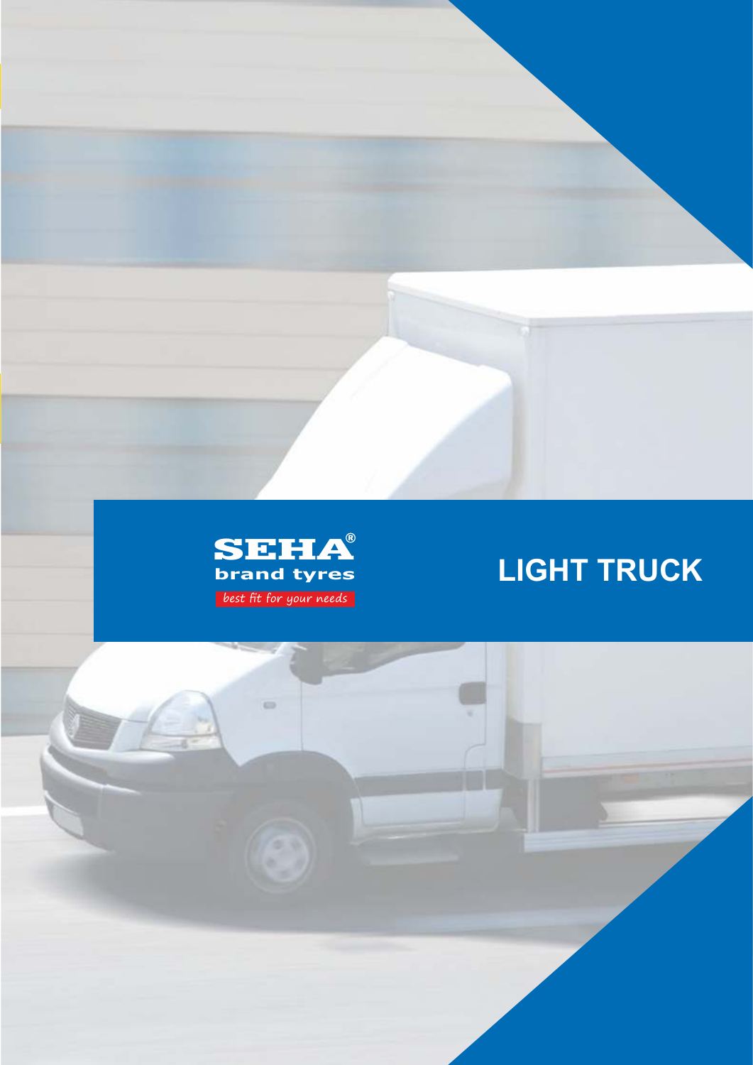SEHA®

brand tyres

best fit for your needs

# LIGHT TRUCK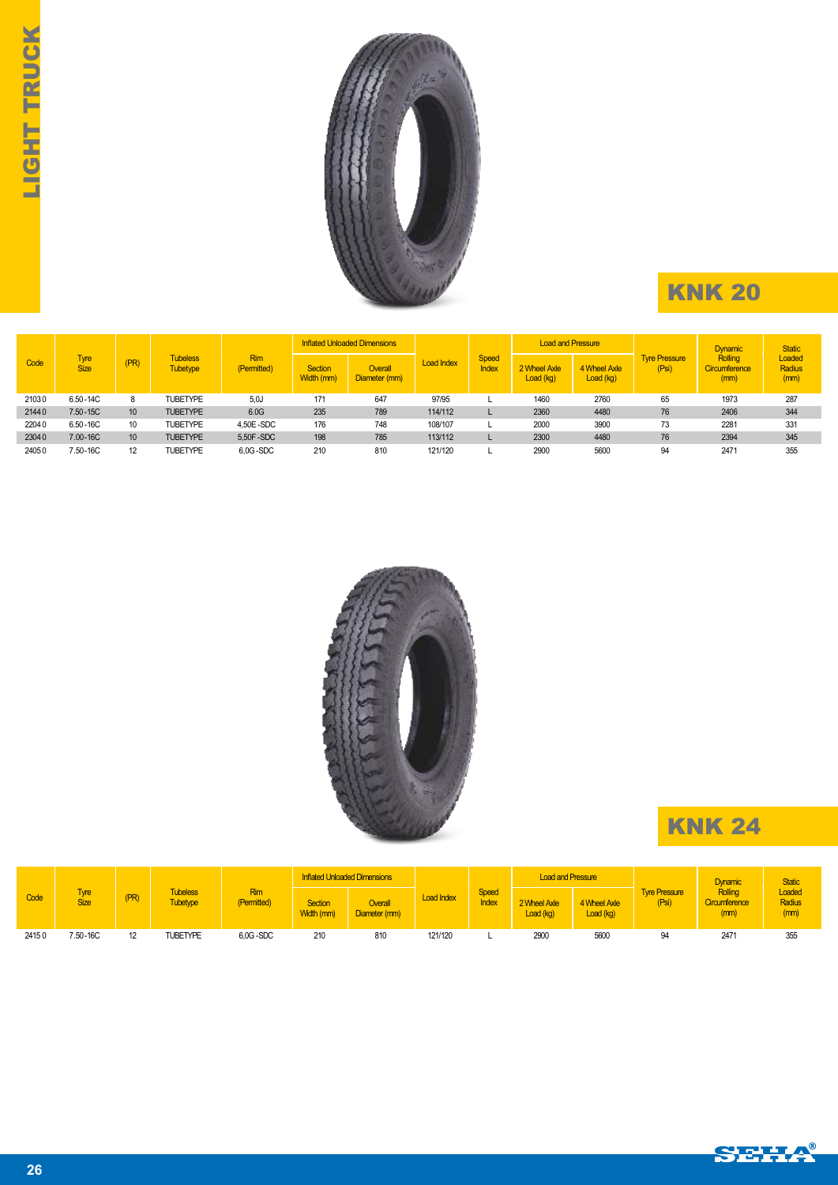LIGHT TRUCK

## KNK 20

| Code | Tyre Size | (PR) | Tubeless Tubetype | Rim (Permitted) | Inflated Unloaded Dimensions | | Load Index | Speed Index | Load and Pressure | | Tyre Pressure (Psi) | Dynamic Rolling Circumference (mm) | Static Loaded Radius (mm) |
|---|---|---|---|---|---|---|---|---|---|---|---|---|---|
| | | | | | Section Width (mm) | Overall Diameter (mm) | | | 2 Wheel Axle Load (kg) | 4 Wheel Axle Load (kg) | | | |
| 2103 0 | 6.50-14C | 8 | TUBETYPE | 5,0J | 171 | 647 | 97/95 | L | 1460 | 2760 | 65 | 1973 | 287 |
| 2144 0 | 7.50-15C | 10 | TUBETYPE | 6.0G | 235 | 789 | 114/112 | L | 2360 | 4480 | 76 | 2406 | 344 |
| 2204 0 | 6.50-16C | 10 | TUBETYPE | 4,50E-SDC | 176 | 748 | 108/107 | L | 2000 | 3900 | 73 | 2281 | 331 |
| 2304 0 | 7.00-16C | 10 | TUBETYPE | 5,50F-SDC | 198 | 785 | 113/112 | L | 2300 | 4480 | 76 | 2394 | 345 |
| 2405 0 | 7.50-16C | 12 | TUBETYPE | 6,0G-SDC | 210 | 810 | 121/120 | L | 2900 | 5600 | 94 | 2471 | 355 |

## KNK 24

| Code | Tyre Size | (PR) | Tubeless Tubetype | Rim (Permitted) | Inflated Unloaded Dimensions | | Load Index | Speed Index | Load and Pressure | | Tyre Pressure (Psi) | Dynamic Rolling Circumference (mm) | Static Loaded Radius (mm) |
|---|---|---|---|---|---|---|---|---|---|---|---|---|---|
| | | | | | Section Width (mm) | Overall Diameter (mm) | | | 2 Wheel Axle Load (kg) | 4 Wheel Axle Load (kg) | | | |
| 2415 0 | 7.50-16C | 12 | TUBETYPE | 6,0G-SDC | 210 | 810 | 121/120 | L | 2900 | 5600 | 94 | 2471 | 355 |

SEHA®